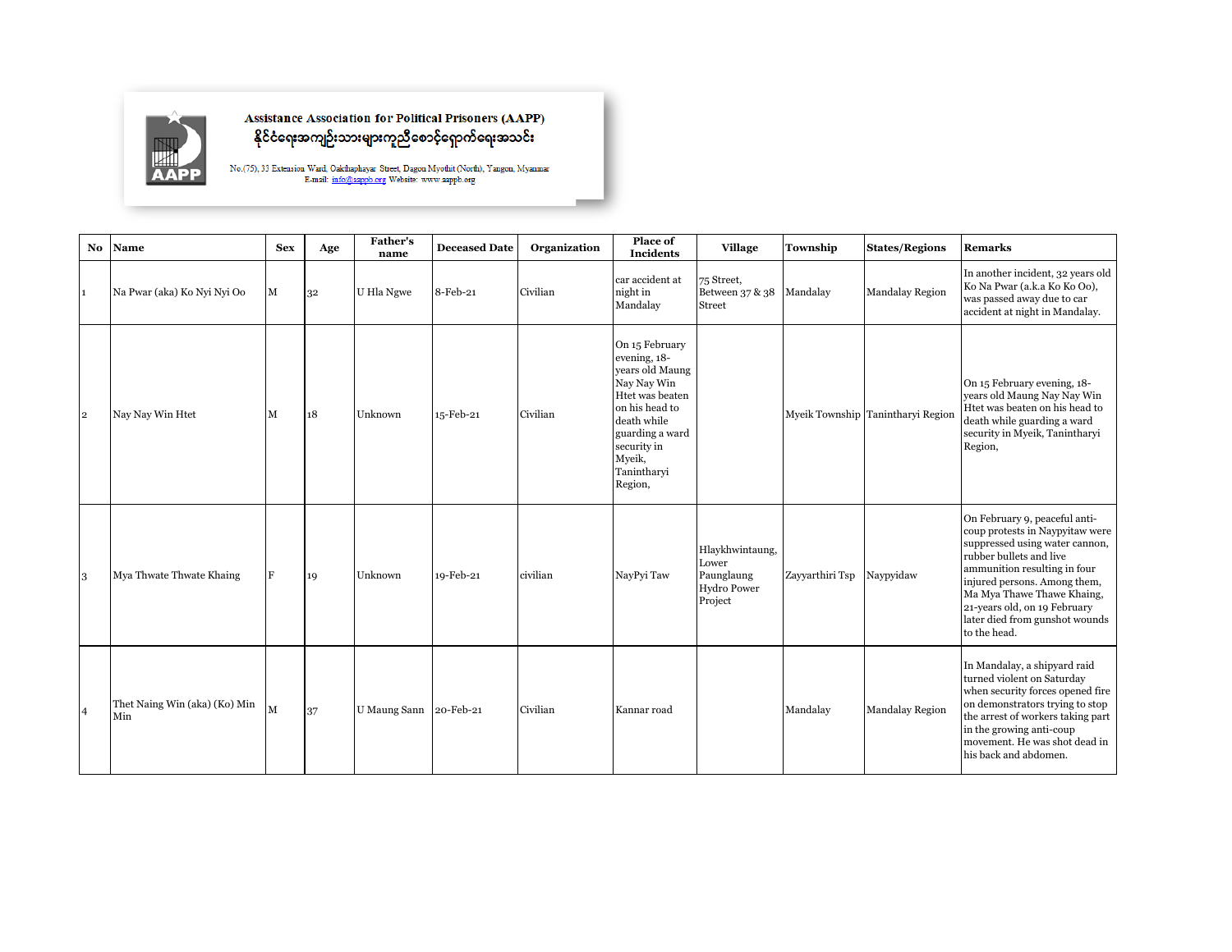**Assistance Association for Political Prisoners (AAPP)**
**နိုင်ငံရေးအကျဉ်းသားများကူညီစောင့်ရှောက်ရေးအသင်း**

No.(75), 33 Extension Ward, Oakthaphayar Street, Dagon Myothit (North), Yangon, Myanmar
E-mail: info@aappb.org Website: www.aappb.org

| No | Name | Sex | Age | Father's name | Deceased Date | Organization | Place of Incidents | Village | Township | States/Regions | Remarks |
|---|---|---|---|---|---|---|---|---|---|---|---|
| 1 | Na Pwar (aka) Ko Nyi Nyi Oo | M | 32 | U Hla Ngwe | 8-Feb-21 | Civilian | car accident at night in Mandalay | 75 Street, Between 37 & 38 Street | Mandalay | Mandalay Region | In another incident, 32 years old Ko Na Pwar (a.k.a Ko Ko Oo), was passed away due to car accident at night in Mandalay. |
| 2 | Nay Nay Win Htet | M | 18 | Unknown | 15-Feb-21 | Civilian | On 15 February evening, 18-years old Maung Nay Nay Win Htet was beaten on his head to death while guarding a ward security in Myeik, Tanintharyi Region, | | Myeik Township | Tanintharyi Region | On 15 February evening, 18-years old Maung Nay Nay Win Htet was beaten on his head to death while guarding a ward security in Myeik, Tanintharyi Region, |
| 3 | Mya Thwate Thwate Khaing | F | 19 | Unknown | 19-Feb-21 | civilian | NayPyi Taw | Hlaykhwintaung, Lower Paunglaung Hydro Power Project | Zayyarthiri Tsp | Naypyidaw | On February 9, peaceful anti-coup protests in Naypyitaw were suppressed using water cannon, rubber bullets and live ammunition resulting in four injured persons. Among them, Ma Mya Thawe Thawe Khaing, 21-years old, on 19 February later died from gunshot wounds to the head. |
| 4 | Thet Naing Win (aka) (Ko) Min Min | M | 37 | U Maung Sann | 20-Feb-21 | Civilian | Kannar road | | Mandalay | Mandalay Region | In Mandalay, a shipyard raid turned violent on Saturday when security forces opened fire on demonstrators trying to stop the arrest of workers taking part in the growing anti-coup movement. He was shot dead in his back and abdomen. |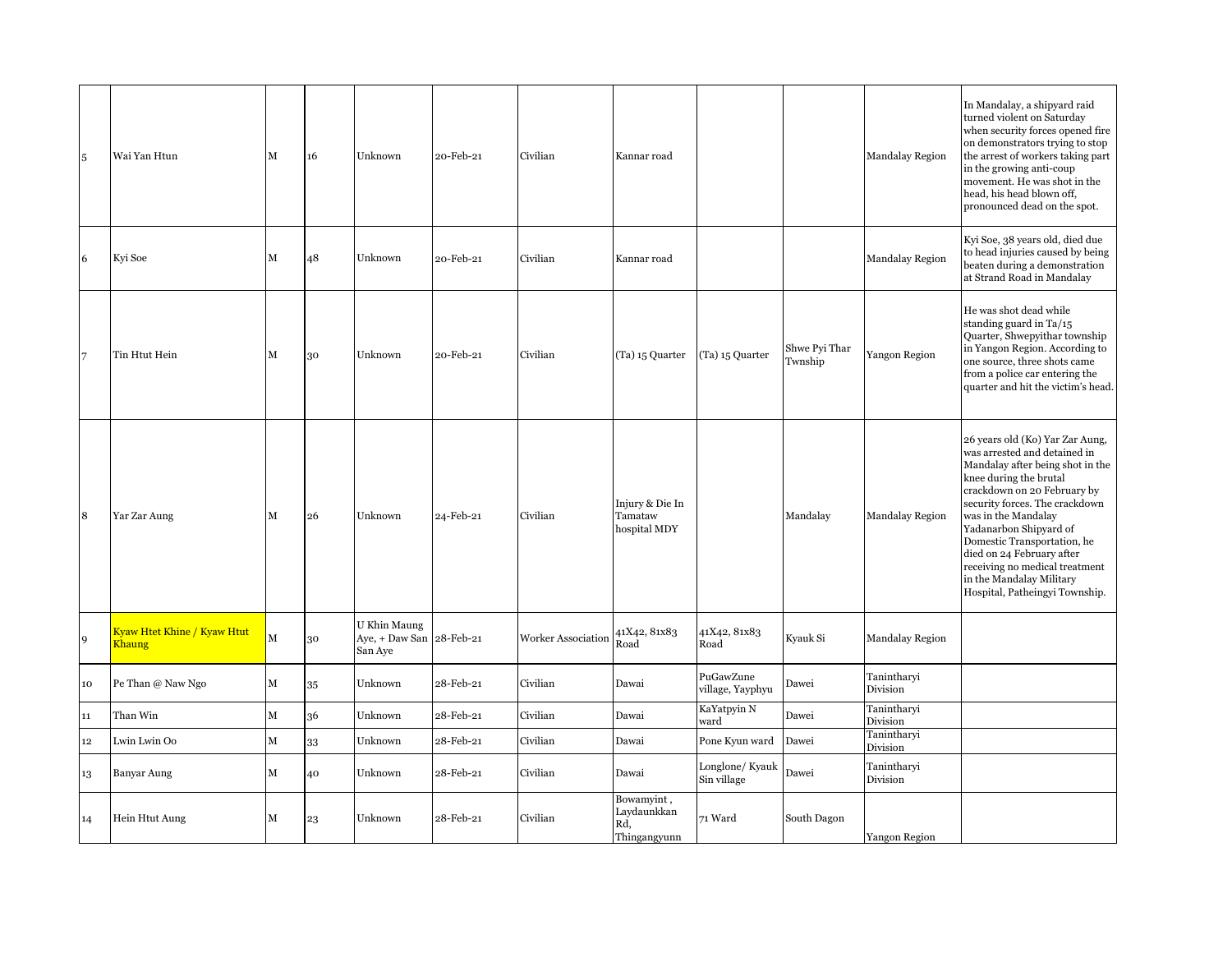| | | | | | | | | | | | |
|---|---|---|---|---|---|---|---|---|---|---|---|
| 5 | Wai Yan Htun | M | 16 | Unknown | 20-Feb-21 | Civilian | Kannar road | | | Mandalay Region | In Mandalay, a shipyard raid turned violent on Saturday when security forces opened fire on demonstrators trying to stop the arrest of workers taking part in the growing anti-coup movement. He was shot in the head, his head blown off, pronounced dead on the spot. |
| 6 | Kyi Soe | M | 48 | Unknown | 20-Feb-21 | Civilian | Kannar road | | | Mandalay Region | Kyi Soe, 38 years old, died due to head injuries caused by being beaten during a demonstration at Strand Road in Mandalay |
| 7 | Tin Htut Hein | M | 30 | Unknown | 20-Feb-21 | Civilian | (Ta) 15 Quarter | (Ta) 15 Quarter | Shwe Pyi Thar Twnship | Yangon Region | He was shot dead while standing guard in Ta/15 Quarter, Shwepyithar township in Yangon Region. According to one source, three shots came from a police car entering the quarter and hit the victim's head. |
| 8 | Yar Zar Aung | M | 26 | Unknown | 24-Feb-21 | Civilian | Injury & Die In Tamataw hospital MDY | | Mandalay | Mandalay Region | 26 years old (Ko) Yar Zar Aung, was arrested and detained in Mandalay after being shot in the knee during the brutal crackdown on 20 February by security forces. The crackdown was in the Mandalay Yadanarbon Shipyard of Domestic Transportation, he died on 24 February after receiving no medical treatment in the Mandalay Military Hospital, Patheingyi Township. |
| 9 | Kyaw Htet Khine / Kyaw Htut Khaung | M | 30 | U Khin Maung Aye, + Daw San San Aye | 28-Feb-21 | Worker Association | 41X42, 81x83 Road | 41X42, 81x83 Road | Kyauk Si | Mandalay Region | |
| 10 | Pe Than @ Naw Ngo | M | 35 | Unknown | 28-Feb-21 | Civilian | Dawai | PuGawZune village, Yayphyu | Dawei | Tanintharyi Division | |
| 11 | Than Win | M | 36 | Unknown | 28-Feb-21 | Civilian | Dawai | KaYatpyin N ward | Dawei | Tanintharyi Division | |
| 12 | Lwin Lwin Oo | M | 33 | Unknown | 28-Feb-21 | Civilian | Dawai | Pone Kyun ward | Dawei | Tanintharyi Division | |
| 13 | Banyar Aung | M | 40 | Unknown | 28-Feb-21 | Civilian | Dawai | Longlone/ Kyauk Sin village | Dawei | Tanintharyi Division | |
| 14 | Hein Htut Aung | M | 23 | Unknown | 28-Feb-21 | Civilian | Bowamyint , Laydaunkkan Rd, Thingangyunn | 71 Ward | South Dagon | Yangon Region | |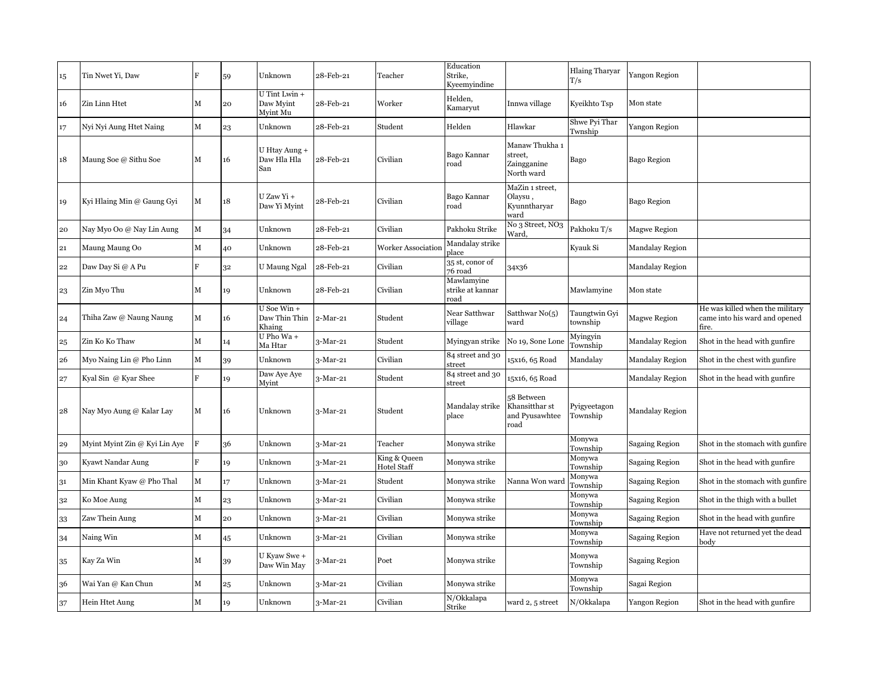| 15 | Tin Nwet Yi, Daw | F | 59 | Unknown | 28-Feb-21 | Teacher | Education Strike, Kyeemyindine | | Hlaing Tharyar T/s | Yangon Region | |
|---|---|---|---|---|---|---|---|---|---|---|---|
| 16 | Zin Linn Htet | M | 20 | U Tint Lwin + Daw Myint Myint Mu | 28-Feb-21 | Worker | Helden, Kamaryut | Innwa village | Kyeikhto Tsp | Mon state | |
| 17 | Nyi Nyi Aung Htet Naing | M | 23 | Unknown | 28-Feb-21 | Student | Helden | Hlawkar | Shwe Pyi Thar Twnship | Yangon Region | |
| 18 | Maung Soe @ Sithu Soe | M | 16 | U Htay Aung + Daw Hla Hla San | 28-Feb-21 | Civilian | Bago Kannar road | Manaw Thukha 1 street, Zaingganine North ward | Bago | Bago Region | |
| 19 | Kyi Hlaing Min @ Gaung Gyi | M | 18 | U Zaw Yi + Daw Yi Myint | 28-Feb-21 | Civilian | Bago Kannar road | MaZin 1 street, Olaysu , Kyunntharyar ward | Bago | Bago Region | |
| 20 | Nay Myo Oo @ Nay Lin Aung | M | 34 | Unknown | 28-Feb-21 | Civilian | Pakhoku Strike | No 3 Street, NO3 Ward, | Pakhoku T/s | Magwe Region | |
| 21 | Maung Maung Oo | M | 40 | Unknown | 28-Feb-21 | Worker Association | Mandalay strike place | | Kyauk Si | Mandalay Region | |
| 22 | Daw Day Si @ A Pu | F | 32 | U Maung Ngal | 28-Feb-21 | Civilian | 35 st, conor of 76 road | 34x36 | | Mandalay Region | |
| 23 | Zin Myo Thu | M | 19 | Unknown | 28-Feb-21 | Civilian | Mawlamyine strike at kannar road | | Mawlamyine | Mon state | |
| 24 | Thiha Zaw @ Naung Naung | M | 16 | U Soe Win + Daw Thin Thin Khaing | 2-Mar-21 | Student | Near Satthwar village | Satthwar No(5) ward | Taungtwin Gyi township | Magwe Region | He was killed when the military came into his ward and opened fire. |
| 25 | Zin Ko Ko Thaw | M | 14 | U Pho Wa + Ma Htar | 3-Mar-21 | Student | Myingyan strike | No 19, Sone Lone | Myingyin Township | Mandalay Region | Shot in the head with gunfire |
| 26 | Myo Naing Lin @ Pho Linn | M | 39 | Unknown | 3-Mar-21 | Civilian | 84 street and 30 street | 15x16, 65 Road | Mandalay | Mandalay Region | Shot in the chest with gunfire |
| 27 | Kyal Sin @ Kyar Shee | F | 19 | Daw Aye Aye Myint | 3-Mar-21 | Student | 84 street and 30 street | 15x16, 65 Road | | Mandalay Region | Shot in the head with gunfire |
| 28 | Nay Myo Aung @ Kalar Lay | M | 16 | Unknown | 3-Mar-21 | Student | Mandalay strike place | 58 Between Khansitthar st and Pyusawhtee road | Pyigyeetagon Township | Mandalay Region | |
| 29 | Myint Myint Zin @ Kyi Lin Aye | F | 36 | Unknown | 3-Mar-21 | Teacher | Monywa strike | | Monywa Township | Sagaing Region | Shot in the stomach with gunfire |
| 30 | Kyawt Nandar Aung | F | 19 | Unknown | 3-Mar-21 | King & Queen Hotel Staff | Monywa strike | | Monywa Township | Sagaing Region | Shot in the head with gunfire |
| 31 | Min Khant Kyaw @ Pho Thal | M | 17 | Unknown | 3-Mar-21 | Student | Monywa strike | Nanna Won ward | Monywa Township | Sagaing Region | Shot in the stomach with gunfire |
| 32 | Ko Moe Aung | M | 23 | Unknown | 3-Mar-21 | Civilian | Monywa strike | | Monywa Township | Sagaing Region | Shot in the thigh with a bullet |
| 33 | Zaw Thein Aung | M | 20 | Unknown | 3-Mar-21 | Civilian | Monywa strike | | Monywa Township | Sagaing Region | Shot in the head with gunfire |
| 34 | Naing Win | M | 45 | Unknown | 3-Mar-21 | Civilian | Monywa strike | | Monywa Township | Sagaing Region | Have not returned yet the dead body |
| 35 | Kay Za Win | M | 39 | U Kyaw Swe + Daw Win May | 3-Mar-21 | Poet | Monywa strike | | Monywa Township | Sagaing Region | |
| 36 | Wai Yan @ Kan Chun | M | 25 | Unknown | 3-Mar-21 | Civilian | Monywa strike | | Monywa Township | Sagai Region | |
| 37 | Hein Htet Aung | M | 19 | Unknown | 3-Mar-21 | Civilian | N/Okkalapa Strike | ward 2, 5 street | N/Okkalapa | Yangon Region | Shot in the head with gunfire |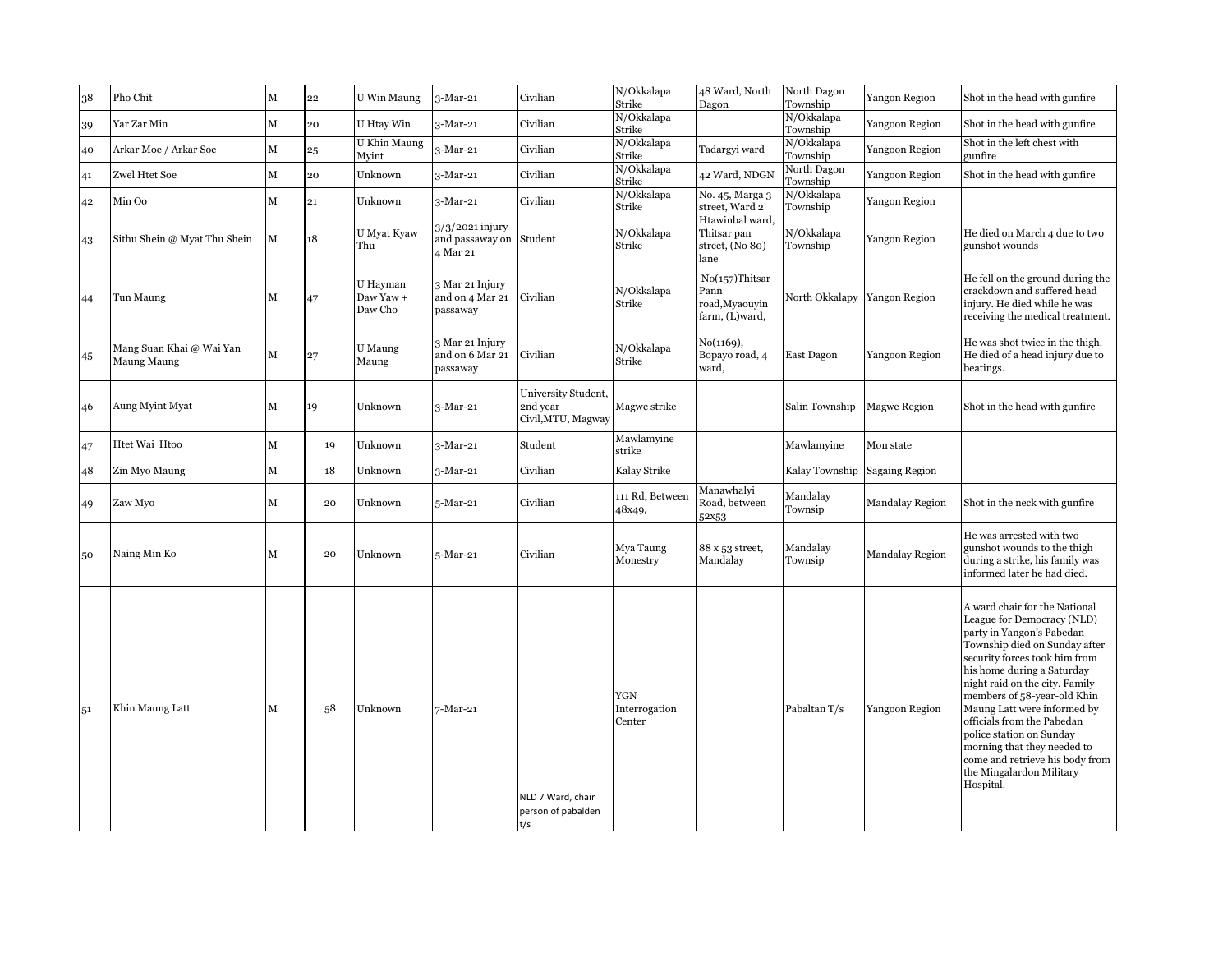| 38 | Pho Chit | M | 22 | U Win Maung | 3-Mar-21 | Civilian | N/Okkalapa Strike | 48 Ward, North Dagon | North Dagon Township | Yangon Region | Shot in the head with gunfire |
|---|---|---|---|---|---|---|---|---|---|---|---|
| 39 | Yar Zar Min | M | 20 | U Htay Win | 3-Mar-21 | Civilian | N/Okkalapa Strike | | N/Okkalapa Township | Yangoon Region | Shot in the head with gunfire |
| 40 | Arkar Moe / Arkar Soe | M | 25 | U Khin Maung Myint | 3-Mar-21 | Civilian | N/Okkalapa Strike | Tadargyi ward | N/Okkalapa Township | Yangoon Region | Shot in the left chest with gunfire |
| 41 | Zwel Htet Soe | M | 20 | Unknown | 3-Mar-21 | Civilian | N/Okkalapa Strike | 42 Ward, NDGN | North Dagon Township | Yangoon Region | Shot in the head with gunfire |
| 42 | Min Oo | M | 21 | Unknown | 3-Mar-21 | Civilian | N/Okkalapa Strike | No. 45, Marga 3 street, Ward 2 | N/Okkalapa Township | Yangon Region | |
| 43 | Sithu Shein @ Myat Thu Shein | M | 18 | U Myat Kyaw Thu | 3/3/2021 injury and passaway on 4 Mar 21 | Student | N/Okkalapa Strike | Htawinbal ward, Thitsar pan street, (No 80) lane | N/Okkalapa Township | Yangon Region | He died on March 4 due to two gunshot wounds |
| 44 | Tun Maung | M | 47 | U Hayman Daw Yaw + Daw Cho | 3 Mar 21 Injury and on 4 Mar 21 passaway | Civilian | N/Okkalapa Strike | No(157)Thitsar Pann road,Myaouyin farm, (L)ward, | North Okkalapy | Yangon Region | He fell on the ground during the crackdown and suffered head injury. He died while he was receiving the medical treatment. |
| 45 | Mang Suan Khai @ Wai Yan Maung Maung | M | 27 | U Maung Maung | 3 Mar 21 Injury and on 6 Mar 21 passaway | Civilian | N/Okkalapa Strike | No(1169), Bopayo road, 4 ward, | East Dagon | Yangoon Region | He was shot twice in the thigh. He died of a head injury due to beatings. |
| 46 | Aung Myint Myat | M | 19 | Unknown | 3-Mar-21 | University Student, 2nd year Civil,MTU, Magway | Magwe strike | | Salin Township | Magwe Region | Shot in the head with gunfire |
| 47 | Htet Wai Htoo | M | 19 | Unknown | 3-Mar-21 | Student | Mawlamyine strike | | Mawlamyine | Mon state | |
| 48 | Zin Myo Maung | M | 18 | Unknown | 3-Mar-21 | Civilian | Kalay Strike | | Kalay Township | Sagaing Region | |
| 49 | Zaw Myo | M | 20 | Unknown | 5-Mar-21 | Civilian | 111 Rd, Between 48x49, | Manawhalyi Road, between 52x53 | Mandalay Townsip | Mandalay Region | Shot in the neck with gunfire |
| 50 | Naing Min Ko | M | 20 | Unknown | 5-Mar-21 | Civilian | Mya Taung Monestry | 88 x 53 street, Mandalay | Mandalay Townsip | Mandalay Region | He was arrested with two gunshot wounds to the thigh during a strike, his family was informed later he had died. |
| 51 | Khin Maung Latt | M | 58 | Unknown | 7-Mar-21 | NLD 7 Ward, chair person of pabalden t/s | YGN Interrogation Center | | Pabaltan T/s | Yangoon Region | A ward chair for the National League for Democracy (NLD) party in Yangon's Pabedan Township died on Sunday after security forces took him from his home during a Saturday night raid on the city. Family members of 58-year-old Khin Maung Latt were informed by officials from the Pabedan police station on Sunday morning that they needed to come and retrieve his body from the Mingalardon Military Hospital. |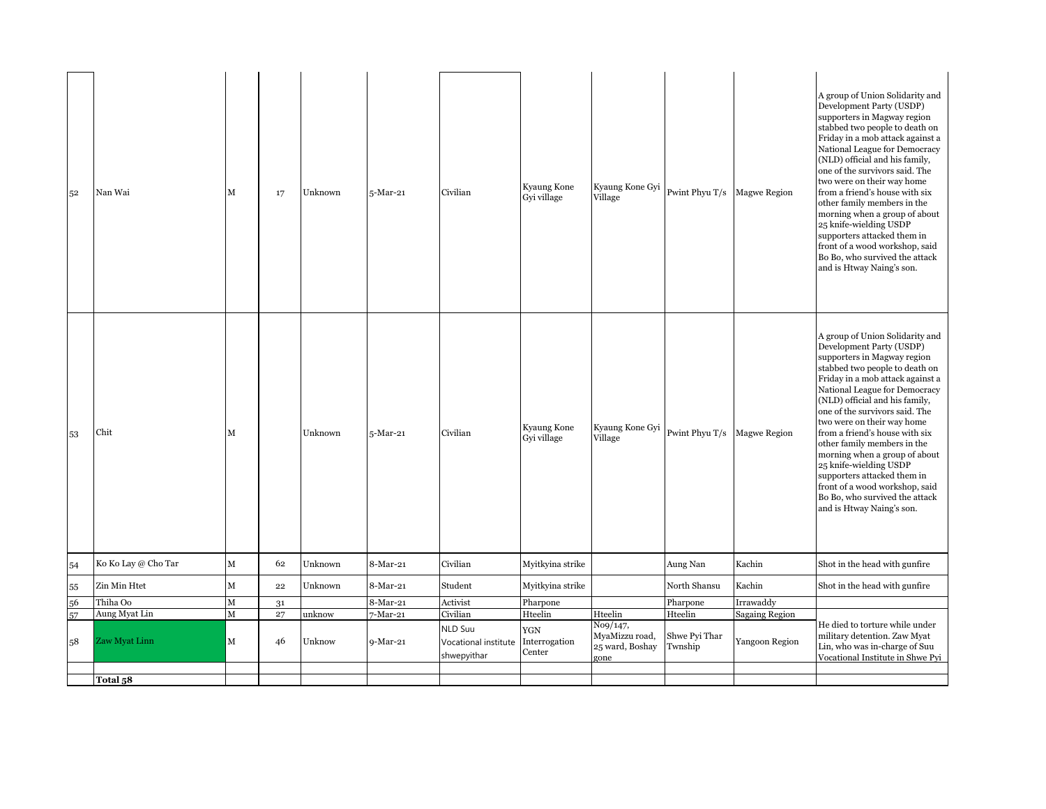| | | | | | | | | | | |
|---|---|---|---|---|---|---|---|---|---|---|
| 52 | Nan Wai | M | 17 | Unknown | 5-Mar-21 | Civilian | Kyaung Kone Gyi village | Kyaung Kone Gyi Village | Pwint Phyu T/s | Magwe Region | A group of Union Solidarity and Development Party (USDP) supporters in Magway region stabbed two people to death on Friday in a mob attack against a National League for Democracy (NLD) official and his family, one of the survivors said. The two were on their way home from a friend's house with six other family members in the morning when a group of about 25 knife-wielding USDP supporters attacked them in front of a wood workshop, said Bo Bo, who survived the attack and is Htway Naing's son. |
| 53 | Chit | M | | Unknown | 5-Mar-21 | Civilian | Kyaung Kone Gyi village | Kyaung Kone Gyi Village | Pwint Phyu T/s | Magwe Region | A group of Union Solidarity and Development Party (USDP) supporters in Magway region stabbed two people to death on Friday in a mob attack against a National League for Democracy (NLD) official and his family, one of the survivors said. The two were on their way home from a friend's house with six other family members in the morning when a group of about 25 knife-wielding USDP supporters attacked them in front of a wood workshop, said Bo Bo, who survived the attack and is Htway Naing's son. |
| 54 | Ko Ko Lay @ Cho Tar | M | 62 | Unknown | 8-Mar-21 | Civilian | Myitkyina strike | | Aung Nan | Kachin | Shot in the head with gunfire |
| 55 | Zin Min Htet | M | 22 | Unknown | 8-Mar-21 | Student | Myitkyina strike | | North Shansu | Kachin | Shot in the head with gunfire |
| 56 | Thiha Oo | M | 31 | | 8-Mar-21 | Activist | Pharpone | | Pharpone | Irrawaddy | |
| 57 | Aung Myat Lin | M | 27 | unknow | 7-Mar-21 | Civilian | Hteelin | Hteelin | Hteelin | Sagaing Region | |
| 58 | Zaw Myat Linn | M | 46 | Unknow | 9-Mar-21 | NLD Suu Vocational institute shwepyithar | YGN Interrogation Center | No9/147, MyaMizzu road, 25 ward, Boshay gone | Shwe Pyi Thar Twnship | Yangoon Region | He died to torture while under military detention. Zaw Myat Lin, who was in-charge of Suu Vocational Institute in Shwe Pyi |
| | | | | | | | | | | | |
| | **Total 58** | | | | | | | | | | |